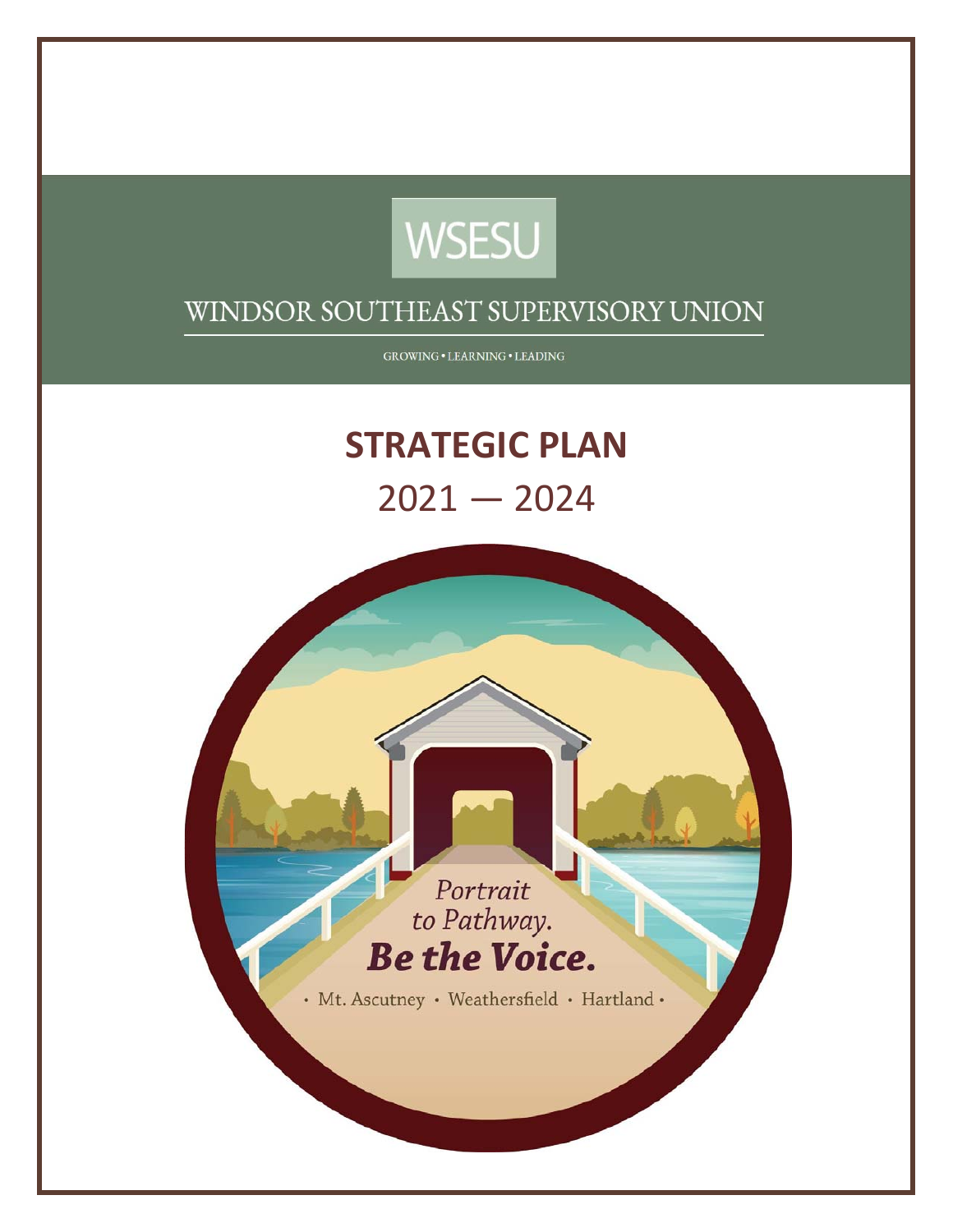WSESU

WINDSOR SOUTHEAST SUPERVISORY UNION

GROWING • LEARNING • LEADING

# STRATEGIC PLAN

## 2021 — 2024

Portrait to Pathway.

***Be the Voice.***

• Mt. Ascutney • Weathersfield • Hartland •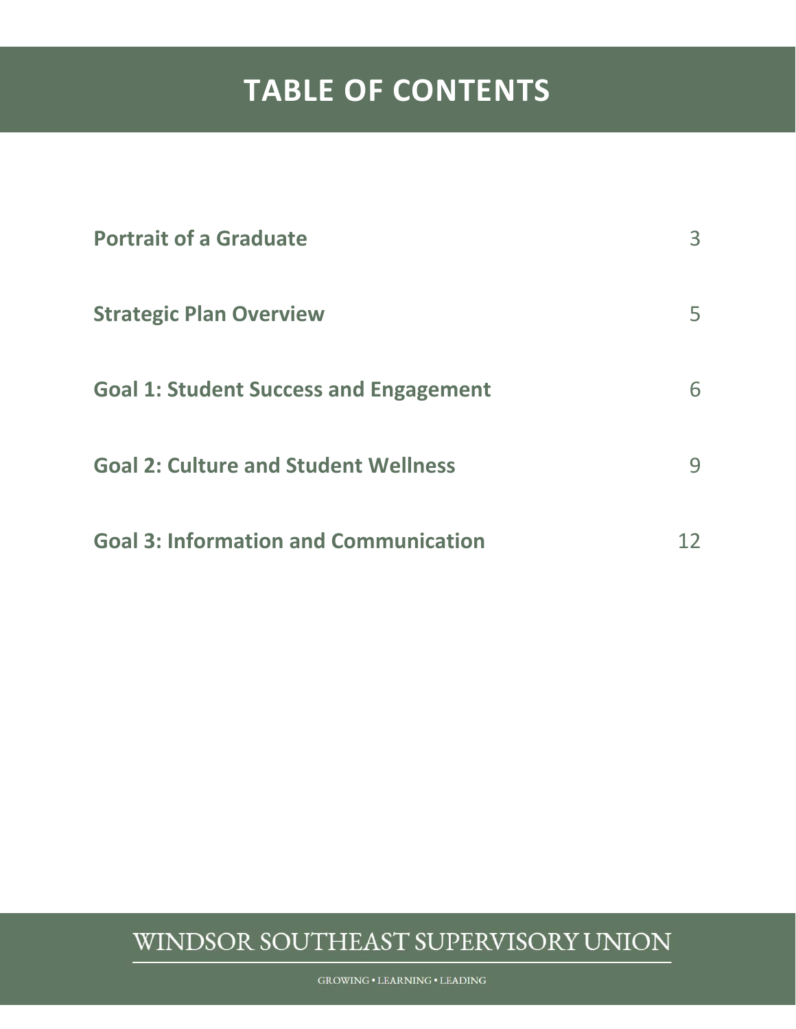# TABLE OF CONTENTS

| | |
|---|---|
| **Portrait of a Graduate** | 3 |
| **Strategic Plan Overview** | 5 |
| **Goal 1: Student Success and Engagement** | 6 |
| **Goal 2: Culture and Student Wellness** | 9 |
| **Goal 3: Information and Communication** | 12 |

WINDSOR SOUTHEAST SUPERVISORY UNION

GROWING • LEARNING • LEADING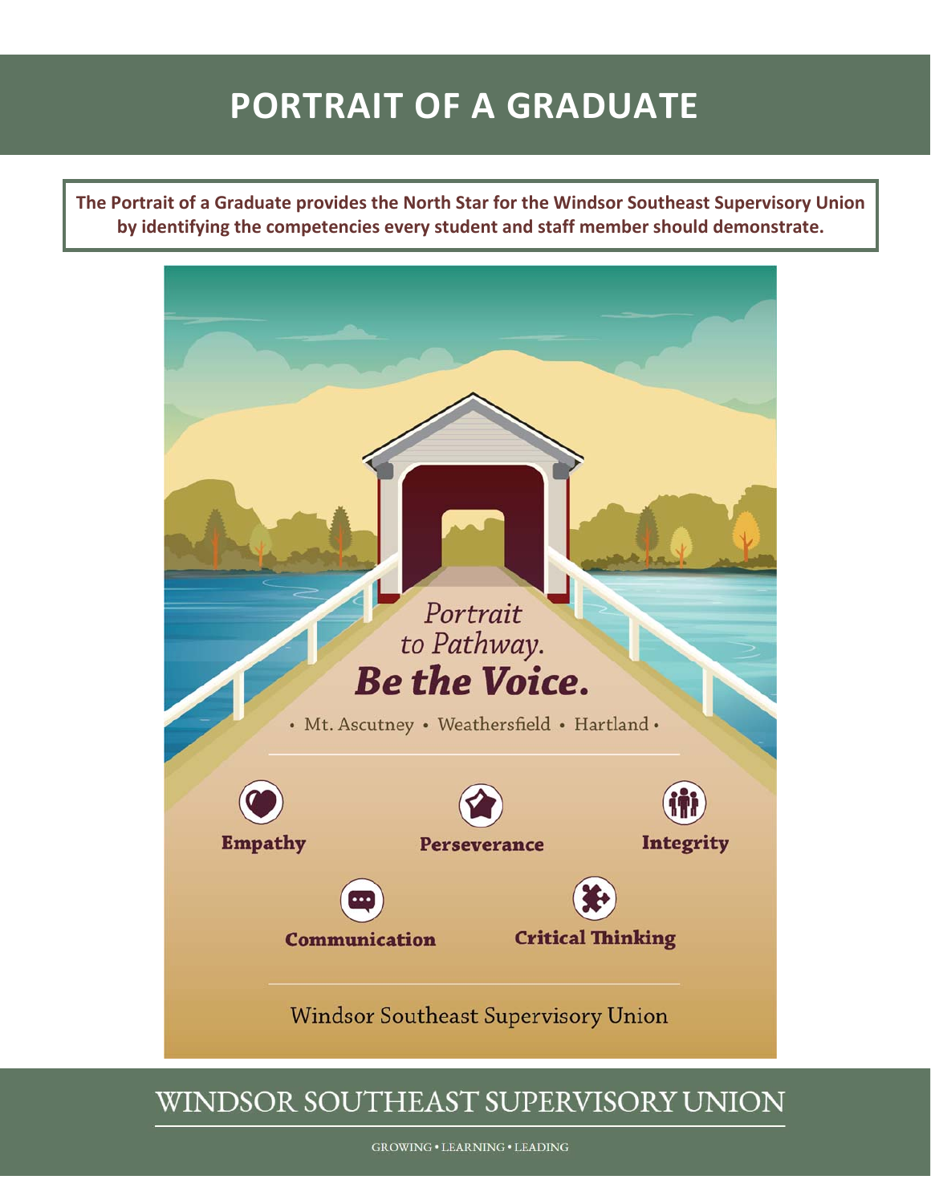# PORTRAIT OF A GRADUATE

**The Portrait of a Graduate provides the North Star for the Windsor Southeast Supervisory Union by identifying the competencies every student and staff member should demonstrate.**

*Portrait to Pathway.*

***Be the Voice.***

• Mt. Ascutney • Weathersfield • Hartland •

**Empathy**

**Perseverance**

**Integrity**

**Communication**

**Critical Thinking**

Windsor Southeast Supervisory Union

WINDSOR SOUTHEAST SUPERVISORY UNION

GROWING • LEARNING • LEADING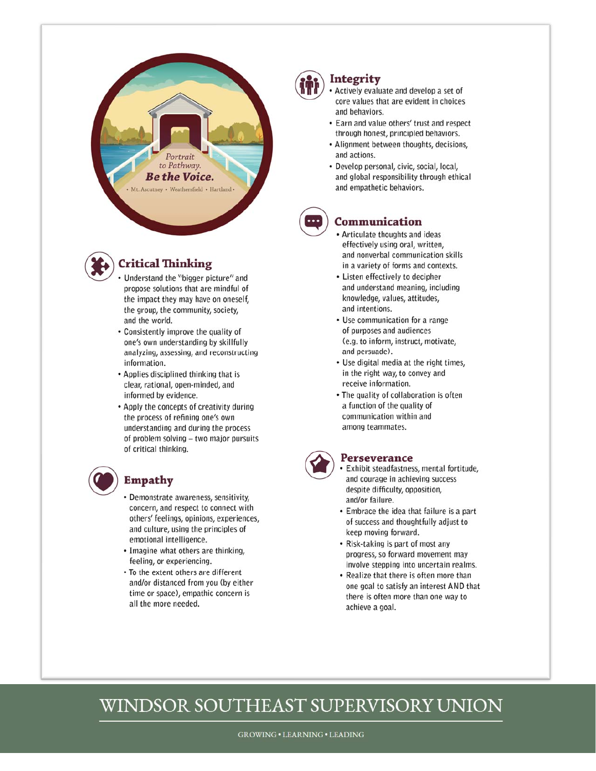Portrait to Pathway.
**Be the Voice.**
• Mt. Ascutney • Weathersfield • Hartland •

## Critical Thinking

- Understand the "bigger picture" and propose solutions that are mindful of the impact they may have on oneself, the group, the community, society, and the world.
- Consistently improve the quality of one's own understanding by skillfully analyzing, assessing, and reconstructing information.
- Applies disciplined thinking that is clear, rational, open-minded, and informed by evidence.
- Apply the concepts of creativity during the process of refining one's own understanding and during the process of problem solving – two major pursuits of critical thinking.

## Empathy

- Demonstrate awareness, sensitivity, concern, and respect to connect with others' feelings, opinions, experiences, and culture, using the principles of emotional intelligence.
- Imagine what others are thinking, feeling, or experiencing.
- To the extent others are different and/or distanced from you (by either time or space), empathic concern is all the more needed.

## Integrity

- Actively evaluate and develop a set of core values that are evident in choices and behaviors.
- Earn and value others' trust and respect through honest, principled behaviors.
- Alignment between thoughts, decisions, and actions.
- Develop personal, civic, social, local, and global responsibility through ethical and empathetic behaviors.

## Communication

- Articulate thoughts and ideas effectively using oral, written, and nonverbal communication skills in a variety of forms and contexts.
- Listen effectively to decipher and understand meaning, including knowledge, values, attitudes, and intentions.
- Use communication for a range of purposes and audiences (e.g. to inform, instruct, motivate, and persuade).
- Use digital media at the right times, in the right way, to convey and receive information.
- The quality of collaboration is often a function of the quality of communication within and among teammates.

## Perseverance

- Exhibit steadfastness, mental fortitude, and courage in achieving success despite difficulty, opposition, and/or failure.
- Embrace the idea that failure is a part of success and thoughtfully adjust to keep moving forward.
- Risk-taking is part of most any progress, so forward movement may involve stepping into uncertain realms.
- Realize that there is often more than one goal to satisfy an interest AND that there is often more than one way to achieve a goal.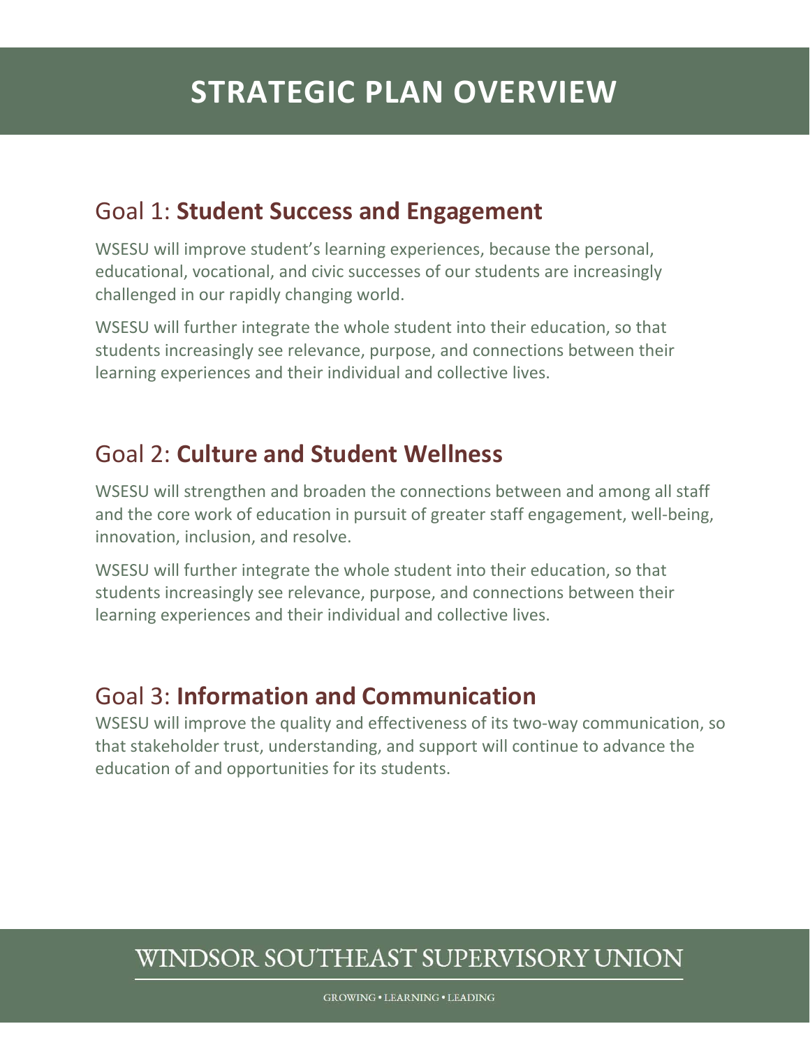# STRATEGIC PLAN OVERVIEW

## Goal 1: **Student Success and Engagement**

WSESU will improve student's learning experiences, because the personal, educational, vocational, and civic successes of our students are increasingly challenged in our rapidly changing world.

WSESU will further integrate the whole student into their education, so that students increasingly see relevance, purpose, and connections between their learning experiences and their individual and collective lives.

## Goal 2: **Culture and Student Wellness**

WSESU will strengthen and broaden the connections between and among all staff and the core work of education in pursuit of greater staff engagement, well-being, innovation, inclusion, and resolve.

WSESU will further integrate the whole student into their education, so that students increasingly see relevance, purpose, and connections between their learning experiences and their individual and collective lives.

## Goal 3: **Information and Communication**

WSESU will improve the quality and effectiveness of its two-way communication, so that stakeholder trust, understanding, and support will continue to advance the education of and opportunities for its students.

WINDSOR SOUTHEAST SUPERVISORY UNION

GROWING • LEARNING • LEADING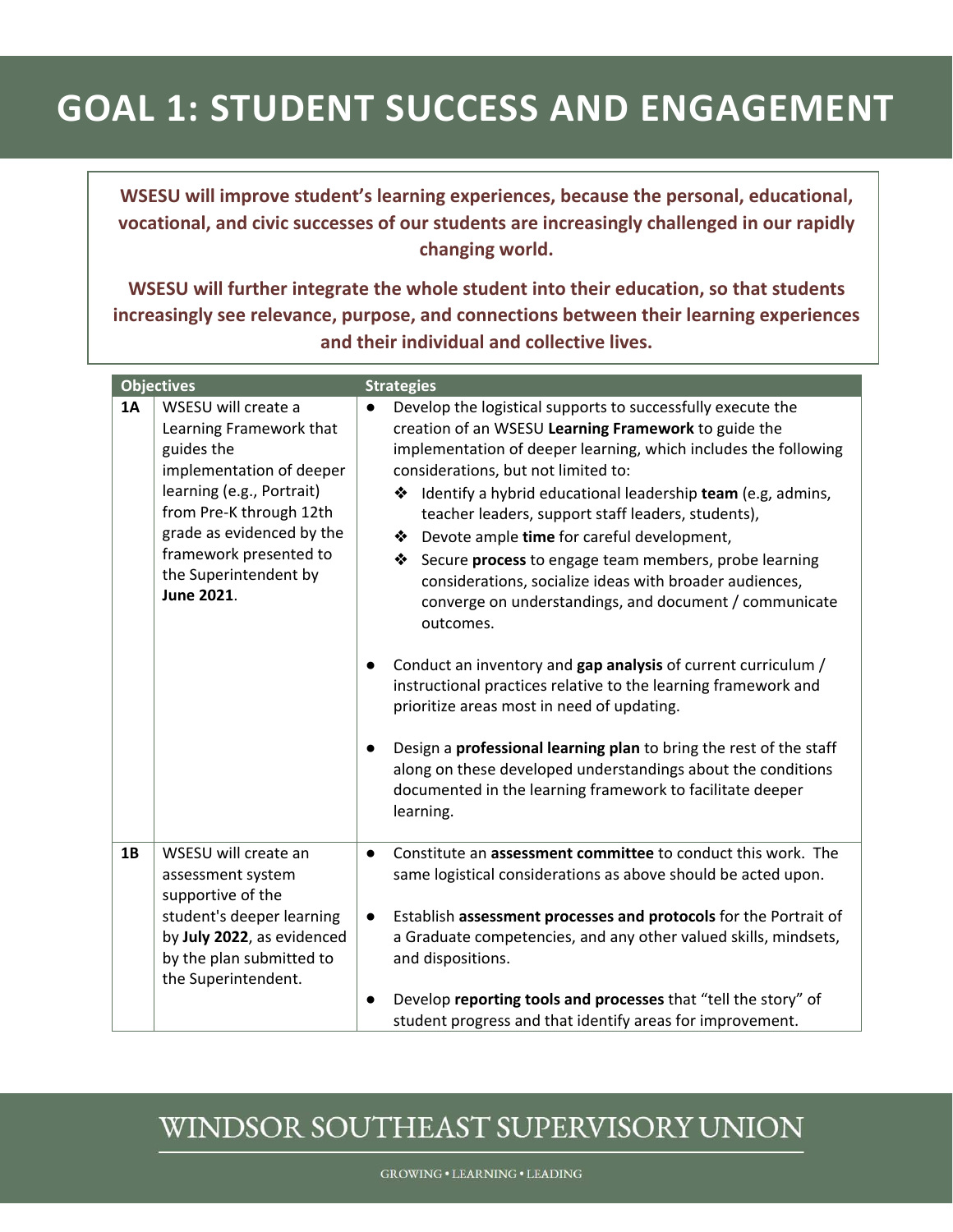# GOAL 1: STUDENT SUCCESS AND ENGAGEMENT

**WSESU will improve student's learning experiences, because the personal, educational, vocational, and civic successes of our students are increasingly challenged in our rapidly changing world.**

**WSESU will further integrate the whole student into their education, so that students increasingly see relevance, purpose, and connections between their learning experiences and their individual and collective lives.**

| Objectives | | Strategies |
|---|---|---|
| **1A** | WSESU will create a Learning Framework that guides the implementation of deeper learning (e.g., Portrait) from Pre-K through 12th grade as evidenced by the framework presented to the Superintendent by **June 2021**. | ● Develop the logistical supports to successfully execute the creation of an WSESU **Learning Framework** to guide the implementation of deeper learning, which includes the following considerations, but not limited to:<br>❖ Identify a hybrid educational leadership **team** (e.g, admins, teacher leaders, support staff leaders, students),<br>❖ Devote ample **time** for careful development,<br>❖ Secure **process** to engage team members, probe learning considerations, socialize ideas with broader audiences, converge on understandings, and document / communicate outcomes.<br><br>● Conduct an inventory and **gap analysis** of current curriculum / instructional practices relative to the learning framework and prioritize areas most in need of updating.<br><br>● Design a **professional learning plan** to bring the rest of the staff along on these developed understandings about the conditions documented in the learning framework to facilitate deeper learning. |
| **1B** | WSESU will create an assessment system supportive of the student's deeper learning by **July 2022**, as evidenced by the plan submitted to the Superintendent. | ● Constitute an **assessment committee** to conduct this work. The same logistical considerations as above should be acted upon.<br><br>● Establish **assessment processes and protocols** for the Portrait of a Graduate competencies, and any other valued skills, mindsets, and dispositions.<br><br>● Develop **reporting tools and processes** that "tell the story" of student progress and that identify areas for improvement. |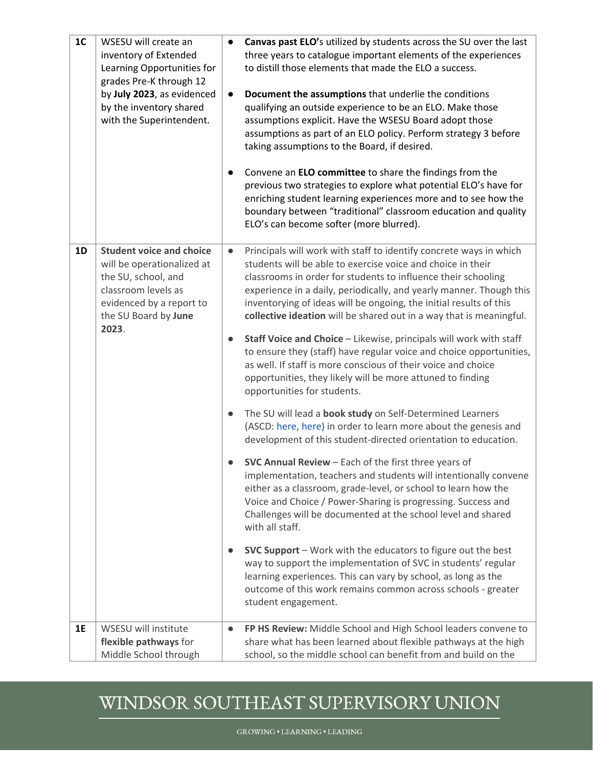| | | |
|---|---|---|
| **1C** | WSESU will create an inventory of Extended Learning Opportunities for grades Pre-K through 12 by **July 2023**, as evidenced by the inventory shared with the Superintendent. | • **Canvas past ELO'**s utilized by students across the SU over the last three years to catalogue important elements of the experiences to distill those elements that made the ELO a success.<br><br>• **Document the assumptions** that underlie the conditions qualifying an outside experience to be an ELO. Make those assumptions explicit. Have the WSESU Board adopt those assumptions as part of an ELO policy. Perform strategy 3 before taking assumptions to the Board, if desired.<br><br>• Convene an **ELO committee** to share the findings from the previous two strategies to explore what potential ELO's have for enriching student learning experiences more and to see how the boundary between "traditional" classroom education and quality ELO's can become softer (more blurred). |
| **1D** | **Student voice and choice** will be operationalized at the SU, school, and classroom levels as evidenced by a report to the SU Board by **June 2023**. | • Principals will work with staff to identify concrete ways in which students will be able to exercise voice and choice in their classrooms in order for students to influence their schooling experience in a daily, periodically, and yearly manner. Though this inventorying of ideas will be ongoing, the initial results of this **collective ideation** will be shared out in a way that is meaningful.<br><br>• **Staff Voice and Choice** – Likewise, principals will work with staff to ensure they (staff) have regular voice and choice opportunities, as well. If staff is more conscious of their voice and choice opportunities, they likely will be more attuned to finding opportunities for students.<br><br>• The SU will lead a **book study** on Self-Determined Learners (ASCD: here, here) in order to learn more about the genesis and development of this student-directed orientation to education.<br><br>• **SVC Annual Review** – Each of the first three years of implementation, teachers and students will intentionally convene either as a classroom, grade-level, or school to learn how the Voice and Choice / Power-Sharing is progressing. Success and Challenges will be documented at the school level and shared with all staff.<br><br>• **SVC Support** – Work with the educators to figure out the best way to support the implementation of SVC in students' regular learning experiences. This can vary by school, as long as the outcome of this work remains common across schools - greater student engagement. |
| **1E** | WSESU will institute **flexible pathways** for Middle School through | • **FP HS Review:** Middle School and High School leaders convene to share what has been learned about flexible pathways at the high school, so the middle school can benefit from and build on the |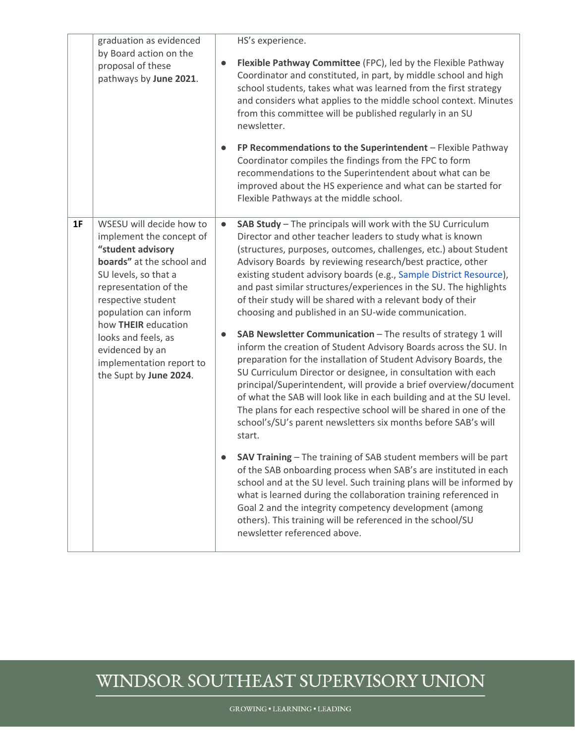| | | |
|---|---|---|
| | graduation as evidenced by Board action on the proposal of these pathways by **June 2021**. | HS's experience.<br><br>● **Flexible Pathway Committee** (FPC), led by the Flexible Pathway Coordinator and constituted, in part, by middle school and high school students, takes what was learned from the first strategy and considers what applies to the middle school context. Minutes from this committee will be published regularly in an SU newsletter.<br><br>● **FP Recommendations to the Superintendent** – Flexible Pathway Coordinator compiles the findings from the FPC to form recommendations to the Superintendent about what can be improved about the HS experience and what can be started for Flexible Pathways at the middle school. |
| **1F** | WSESU will decide how to implement the concept of **"student advisory boards"** at the school and SU levels, so that a representation of the respective student population can inform how **THEIR** education looks and feels, as evidenced by an implementation report to the Supt by **June 2024**. | ● **SAB Study** – The principals will work with the SU Curriculum Director and other teacher leaders to study what is known (structures, purposes, outcomes, challenges, etc.) about Student Advisory Boards by reviewing research/best practice, other existing student advisory boards (e.g., Sample District Resource), and past similar structures/experiences in the SU. The highlights of their study will be shared with a relevant body of their choosing and published in an SU-wide communication.<br><br>● **SAB Newsletter Communication** – The results of strategy 1 will inform the creation of Student Advisory Boards across the SU. In preparation for the installation of Student Advisory Boards, the SU Curriculum Director or designee, in consultation with each principal/Superintendent, will provide a brief overview/document of what the SAB will look like in each building and at the SU level. The plans for each respective school will be shared in one of the school's/SU's parent newsletters six months before SAB's will start.<br><br>● **SAV Training** – The training of SAB student members will be part of the SAB onboarding process when SAB's are instituted in each school and at the SU level. Such training plans will be informed by what is learned during the collaboration training referenced in Goal 2 and the integrity competency development (among others). This training will be referenced in the school/SU newsletter referenced above. |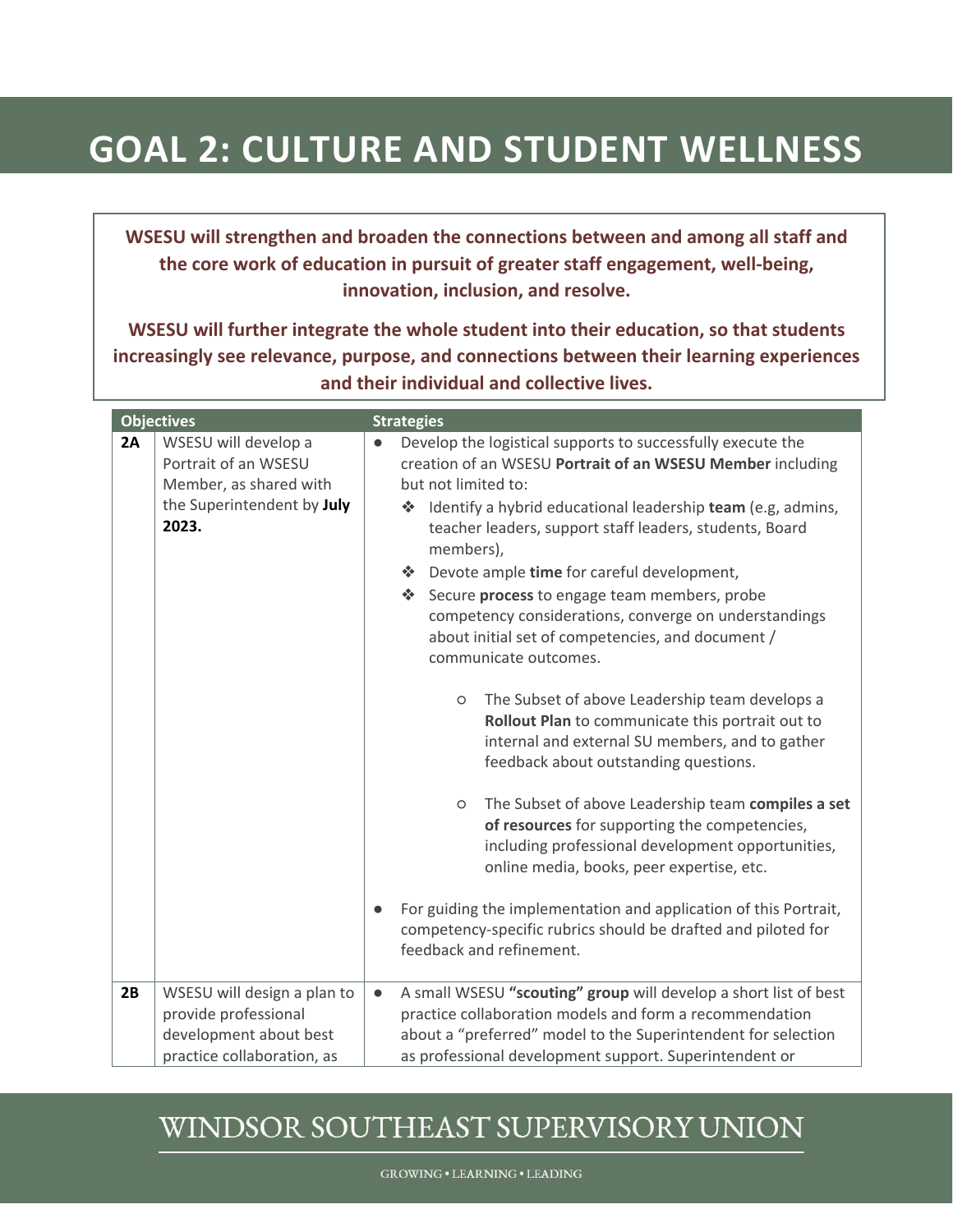# GOAL 2: CULTURE AND STUDENT WELLNESS

**WSESU will strengthen and broaden the connections between and among all staff and the core work of education in pursuit of greater staff engagement, well-being, innovation, inclusion, and resolve.**

**WSESU will further integrate the whole student into their education, so that students increasingly see relevance, purpose, and connections between their learning experiences and their individual and collective lives.**

| | Objectives | Strategies |
|---|---|---|
| **2A** | WSESU will develop a Portrait of an WSESU Member, as shared with the Superintendent by **July 2023.** | ● Develop the logistical supports to successfully execute the creation of an WSESU **Portrait of an WSESU Member** including but not limited to:<br>❖ Identify a hybrid educational leadership **team** (e.g, admins, teacher leaders, support staff leaders, students, Board members),<br>❖ Devote ample **time** for careful development,<br>❖ Secure **process** to engage team members, probe competency considerations, converge on understandings about initial set of competencies, and document / communicate outcomes.<br>○ The Subset of above Leadership team develops a **Rollout Plan** to communicate this portrait out to internal and external SU members, and to gather feedback about outstanding questions.<br>○ The Subset of above Leadership team **compiles a set of resources** for supporting the competencies, including professional development opportunities, online media, books, peer expertise, etc.<br>● For guiding the implementation and application of this Portrait, competency-specific rubrics should be drafted and piloted for feedback and refinement. |
| **2B** | WSESU will design a plan to provide professional development about best practice collaboration, as | ● A small WSESU **"scouting" group** will develop a short list of best practice collaboration models and form a recommendation about a "preferred" model to the Superintendent for selection as professional development support. Superintendent or |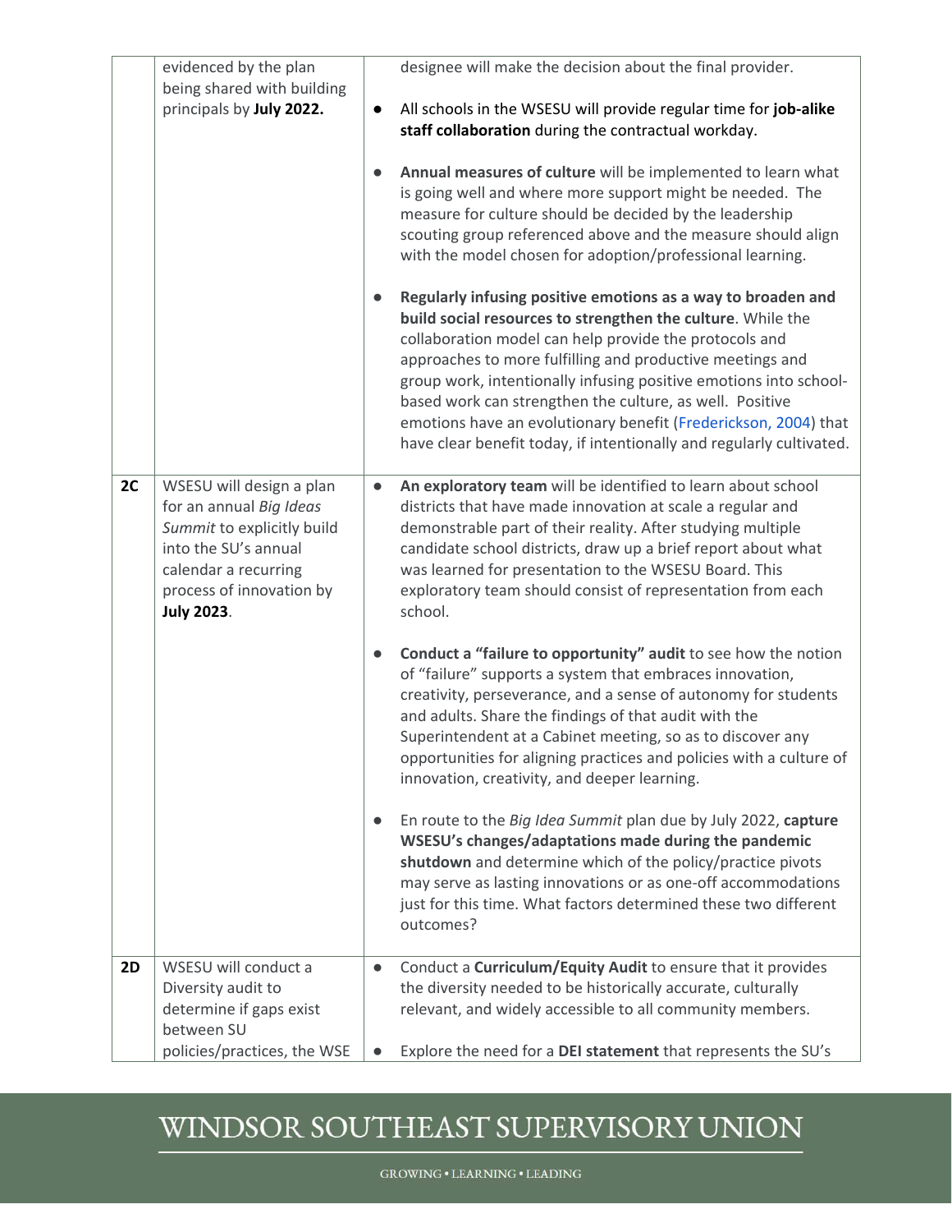| | | |
|---|---|---|
| | evidenced by the plan being shared with building principals by **July 2022.** | designee will make the decision about the final provider.<br><br>● All schools in the WSESU will provide regular time for **job-alike staff collaboration** during the contractual workday.<br><br>● **Annual measures of culture** will be implemented to learn what is going well and where more support might be needed. The measure for culture should be decided by the leadership scouting group referenced above and the measure should align with the model chosen for adoption/professional learning.<br><br>● **Regularly infusing positive emotions as a way to broaden and build social resources to strengthen the culture**. While the collaboration model can help provide the protocols and approaches to more fulfilling and productive meetings and group work, intentionally infusing positive emotions into school-based work can strengthen the culture, as well. Positive emotions have an evolutionary benefit (Frederickson, 2004) that have clear benefit today, if intentionally and regularly cultivated. |
| **2C** | WSESU will design a plan for an annual *Big Ideas Summit* to explicitly build into the SU's annual calendar a recurring process of innovation by **July 2023**. | ● **An exploratory team** will be identified to learn about school districts that have made innovation at scale a regular and demonstrable part of their reality. After studying multiple candidate school districts, draw up a brief report about what was learned for presentation to the WSESU Board. This exploratory team should consist of representation from each school.<br><br>● **Conduct a "failure to opportunity" audit** to see how the notion of "failure" supports a system that embraces innovation, creativity, perseverance, and a sense of autonomy for students and adults. Share the findings of that audit with the Superintendent at a Cabinet meeting, so as to discover any opportunities for aligning practices and policies with a culture of innovation, creativity, and deeper learning.<br><br>● En route to the *Big Idea Summit* plan due by July 2022, **capture WSESU's changes/adaptations made during the pandemic shutdown** and determine which of the policy/practice pivots may serve as lasting innovations or as one-off accommodations just for this time. What factors determined these two different outcomes? |
| **2D** | WSESU will conduct a Diversity audit to determine if gaps exist between SU policies/practices, the WSE | ● Conduct a **Curriculum/Equity Audit** to ensure that it provides the diversity needed to be historically accurate, culturally relevant, and widely accessible to all community members.<br><br>● Explore the need for a **DEI statement** that represents the SU's |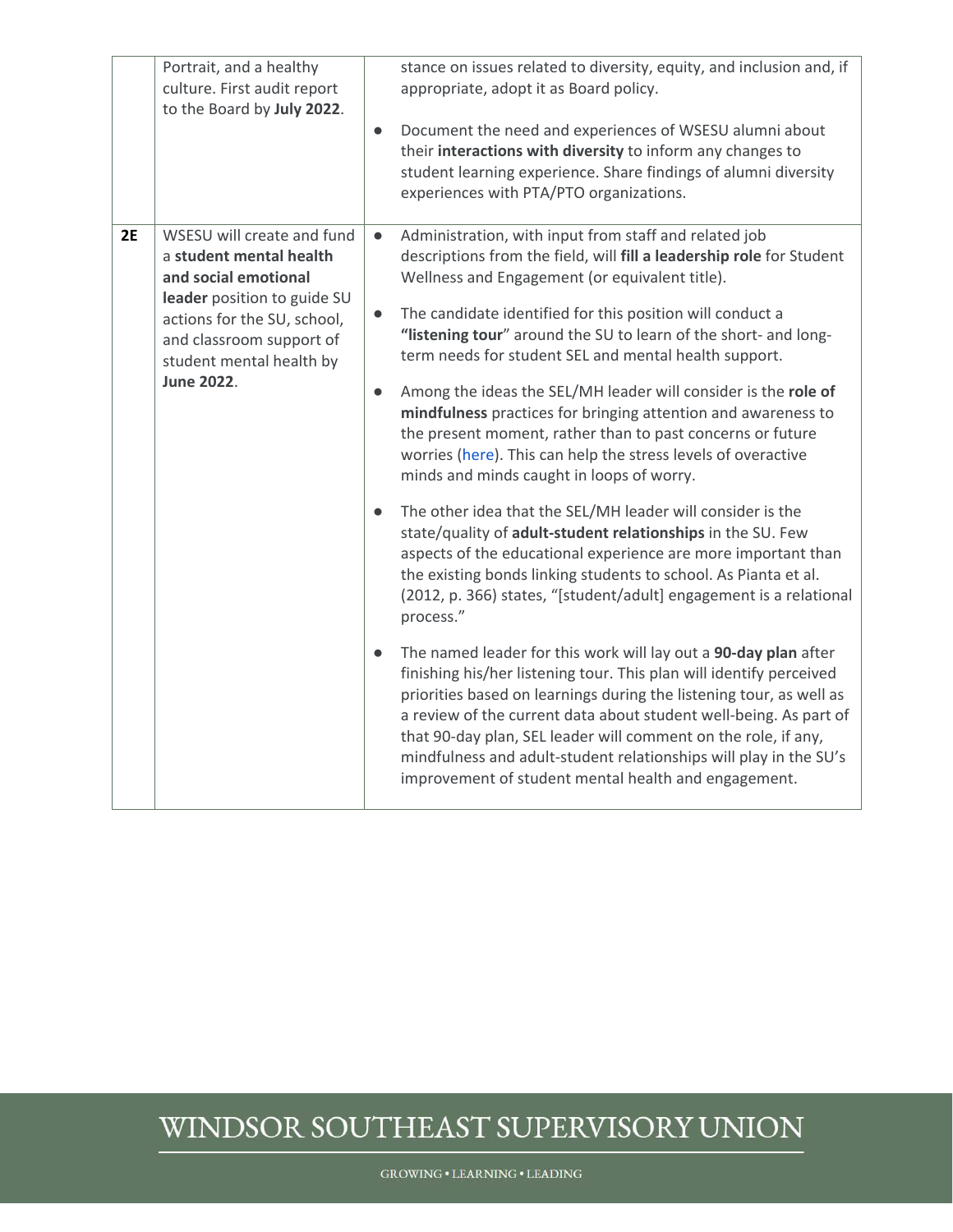|  | Portrait, and a healthy culture. First audit report to the Board by **July 2022**. | stance on issues related to diversity, equity, and inclusion and, if appropriate, adopt it as Board policy.<br><br>● Document the need and experiences of WSESU alumni about their **interactions with diversity** to inform any changes to student learning experience. Share findings of alumni diversity experiences with PTA/PTO organizations. |
|---|---|---|
| **2E** | WSESU will create and fund a **student mental health and social emotional leader** position to guide SU actions for the SU, school, and classroom support of student mental health by **June 2022**. | ● Administration, with input from staff and related job descriptions from the field, will **fill a leadership role** for Student Wellness and Engagement (or equivalent title).<br><br>● The candidate identified for this position will conduct a **"listening tour"** around the SU to learn of the short- and long-term needs for student SEL and mental health support.<br><br>● Among the ideas the SEL/MH leader will consider is the **role of mindfulness** practices for bringing attention and awareness to the present moment, rather than to past concerns or future worries (here). This can help the stress levels of overactive minds and minds caught in loops of worry.<br><br>● The other idea that the SEL/MH leader will consider is the state/quality of **adult-student relationships** in the SU. Few aspects of the educational experience are more important than the existing bonds linking students to school. As Pianta et al. (2012, p. 366) states, "[student/adult] engagement is a relational process."<br><br>● The named leader for this work will lay out a **90-day plan** after finishing his/her listening tour. This plan will identify perceived priorities based on learnings during the listening tour, as well as a review of the current data about student well-being. As part of that 90-day plan, SEL leader will comment on the role, if any, mindfulness and adult-student relationships will play in the SU's improvement of student mental health and engagement. |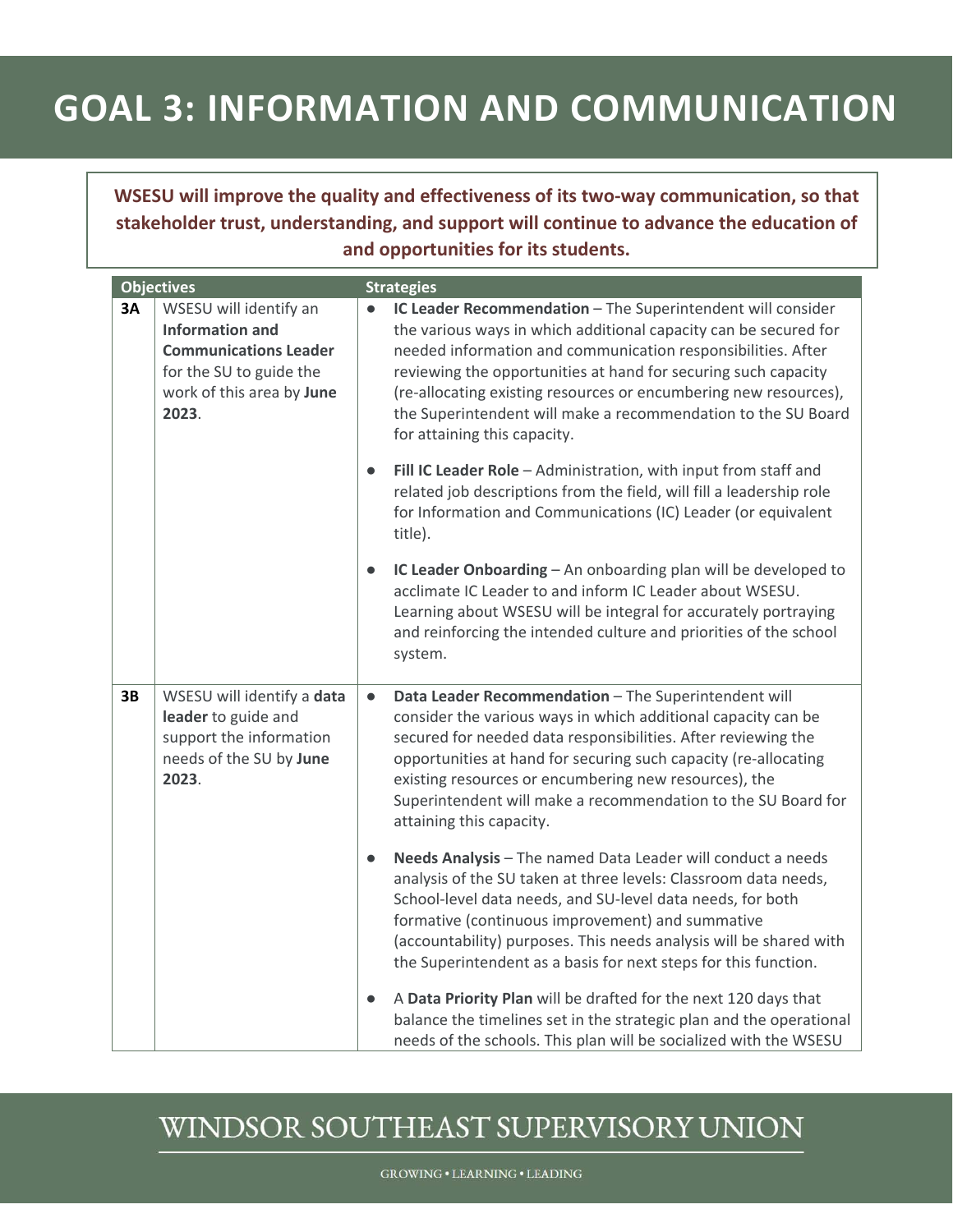# GOAL 3: INFORMATION AND COMMUNICATION

**WSESU will improve the quality and effectiveness of its two-way communication, so that stakeholder trust, understanding, and support will continue to advance the education of and opportunities for its students.**

| Objectives | | Strategies |
|---|---|---|
| **3A** | WSESU will identify an **Information and Communications Leader** for the SU to guide the work of this area by **June 2023**. | ● **IC Leader Recommendation** – The Superintendent will consider the various ways in which additional capacity can be secured for needed information and communication responsibilities. After reviewing the opportunities at hand for securing such capacity (re-allocating existing resources or encumbering new resources), the Superintendent will make a recommendation to the SU Board for attaining this capacity.<br><br>● **Fill IC Leader Role** – Administration, with input from staff and related job descriptions from the field, will fill a leadership role for Information and Communications (IC) Leader (or equivalent title).<br><br>● **IC Leader Onboarding** – An onboarding plan will be developed to acclimate IC Leader to and inform IC Leader about WSESU. Learning about WSESU will be integral for accurately portraying and reinforcing the intended culture and priorities of the school system. |
| **3B** | WSESU will identify a **data leader** to guide and support the information needs of the SU by **June 2023**. | ● **Data Leader Recommendation** – The Superintendent will consider the various ways in which additional capacity can be secured for needed data responsibilities. After reviewing the opportunities at hand for securing such capacity (re-allocating existing resources or encumbering new resources), the Superintendent will make a recommendation to the SU Board for attaining this capacity.<br><br>● **Needs Analysis** – The named Data Leader will conduct a needs analysis of the SU taken at three levels: Classroom data needs, School-level data needs, and SU-level data needs, for both formative (continuous improvement) and summative (accountability) purposes. This needs analysis will be shared with the Superintendent as a basis for next steps for this function.<br><br>● A **Data Priority Plan** will be drafted for the next 120 days that balance the timelines set in the strategic plan and the operational needs of the schools. This plan will be socialized with the WSESU |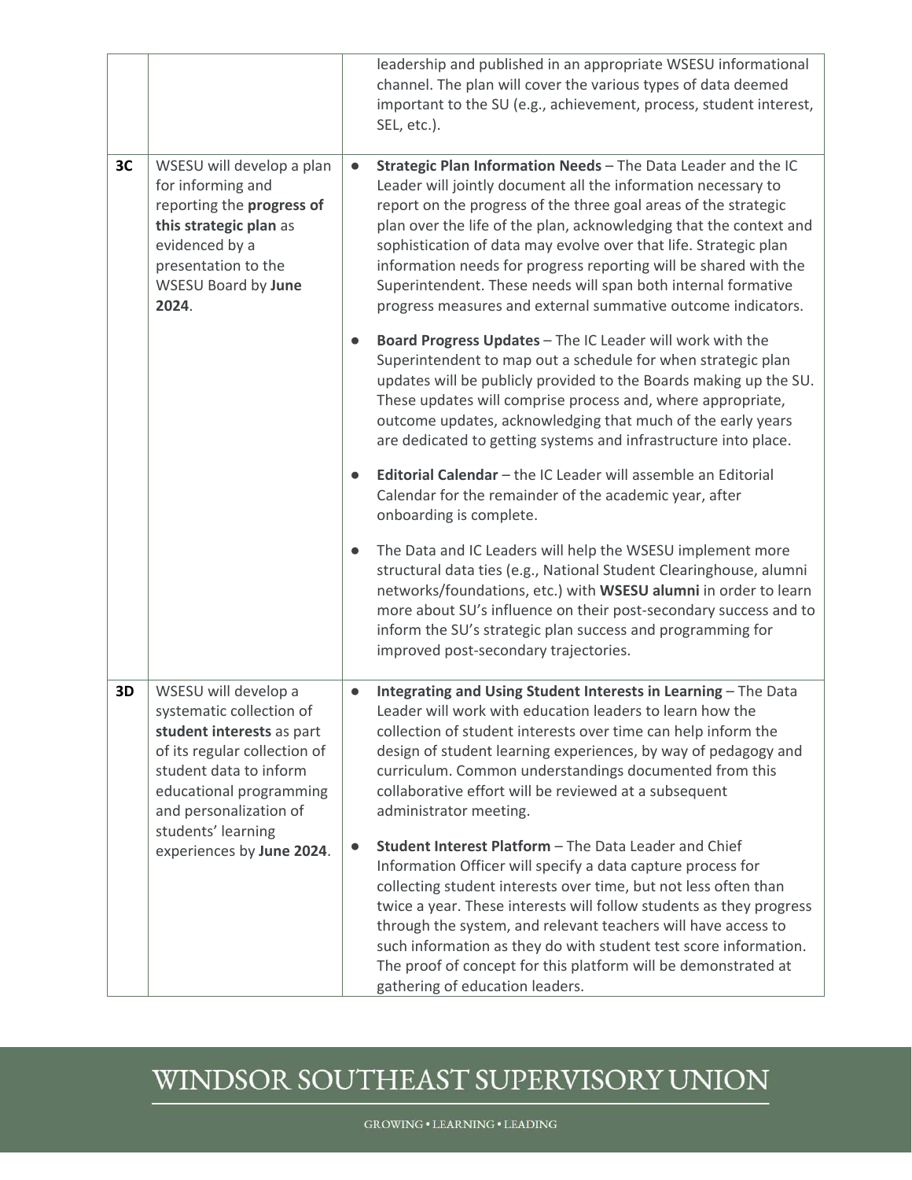| | | |
|---|---|---|
| | | leadership and published in an appropriate WSESU informational channel. The plan will cover the various types of data deemed important to the SU (e.g., achievement, process, student interest, SEL, etc.). |
| **3C** | WSESU will develop a plan for informing and reporting the **progress of this strategic plan** as evidenced by a presentation to the WSESU Board by **June 2024**. | • **Strategic Plan Information Needs** – The Data Leader and the IC Leader will jointly document all the information necessary to report on the progress of the three goal areas of the strategic plan over the life of the plan, acknowledging that the context and sophistication of data may evolve over that life. Strategic plan information needs for progress reporting will be shared with the Superintendent. These needs will span both internal formative progress measures and external summative outcome indicators.<br><br>• **Board Progress Updates** – The IC Leader will work with the Superintendent to map out a schedule for when strategic plan updates will be publicly provided to the Boards making up the SU. These updates will comprise process and, where appropriate, outcome updates, acknowledging that much of the early years are dedicated to getting systems and infrastructure into place.<br><br>• **Editorial Calendar** – the IC Leader will assemble an Editorial Calendar for the remainder of the academic year, after onboarding is complete.<br><br>• The Data and IC Leaders will help the WSESU implement more structural data ties (e.g., National Student Clearinghouse, alumni networks/foundations, etc.) with **WSESU alumni** in order to learn more about SU's influence on their post-secondary success and to inform the SU's strategic plan success and programming for improved post-secondary trajectories. |
| **3D** | WSESU will develop a systematic collection of **student interests** as part of its regular collection of student data to inform educational programming and personalization of students' learning experiences by **June 2024**. | • **Integrating and Using Student Interests in Learning** – The Data Leader will work with education leaders to learn how the collection of student interests over time can help inform the design of student learning experiences, by way of pedagogy and curriculum. Common understandings documented from this collaborative effort will be reviewed at a subsequent administrator meeting.<br><br>• **Student Interest Platform** – The Data Leader and Chief Information Officer will specify a data capture process for collecting student interests over time, but not less often than twice a year. These interests will follow students as they progress through the system, and relevant teachers will have access to such information as they do with student test score information. The proof of concept for this platform will be demonstrated at gathering of education leaders. |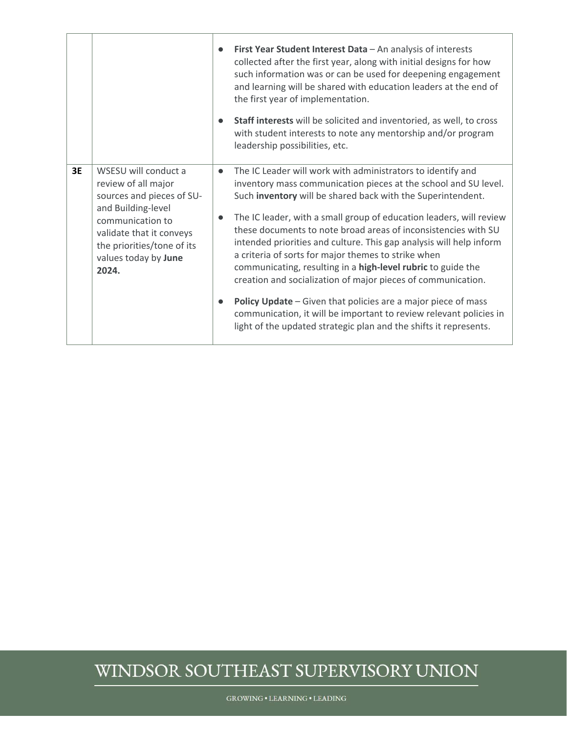| | | |
|---|---|---|
| | | • **First Year Student Interest Data** – An analysis of interests collected after the first year, along with initial designs for how such information was or can be used for deepening engagement and learning will be shared with education leaders at the end of the first year of implementation.<br><br>• **Staff interests** will be solicited and inventoried, as well, to cross with student interests to note any mentorship and/or program leadership possibilities, etc. |
| **3E** | WSESU will conduct a review of all major sources and pieces of SU- and Building-level communication to validate that it conveys the priorities/tone of its values today by **June 2024.** | • The IC Leader will work with administrators to identify and inventory mass communication pieces at the school and SU level. Such **inventory** will be shared back with the Superintendent.<br><br>• The IC leader, with a small group of education leaders, will review these documents to note broad areas of inconsistencies with SU intended priorities and culture. This gap analysis will help inform a criteria of sorts for major themes to strike when communicating, resulting in a **high-level rubric** to guide the creation and socialization of major pieces of communication.<br><br>• **Policy Update** – Given that policies are a major piece of mass communication, it will be important to review relevant policies in light of the updated strategic plan and the shifts it represents. |